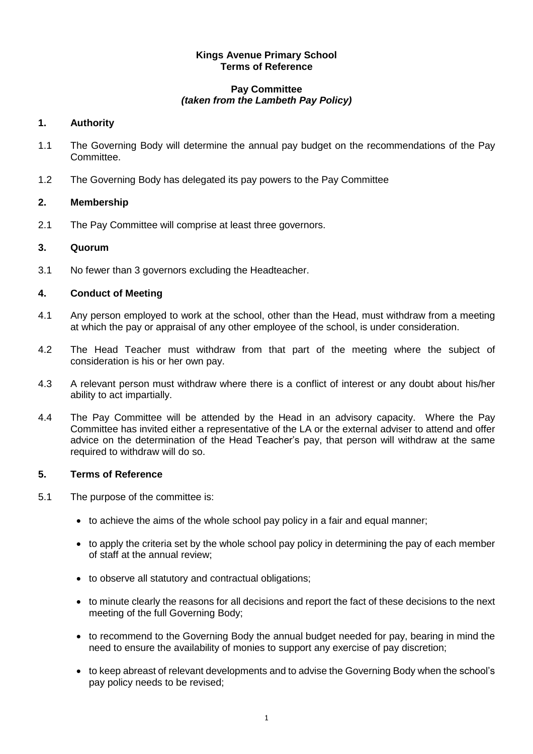**Kings Avenue Primary School**
**Terms of Reference**

**Pay Committee**
***(taken from the Lambeth Pay Policy)***

## 1. Authority

1.1 The Governing Body will determine the annual pay budget on the recommendations of the Pay Committee.

1.2 The Governing Body has delegated its pay powers to the Pay Committee

## 2. Membership

2.1 The Pay Committee will comprise at least three governors.

## 3. Quorum

3.1 No fewer than 3 governors excluding the Headteacher.

## 4. Conduct of Meeting

4.1 Any person employed to work at the school, other than the Head, must withdraw from a meeting at which the pay or appraisal of any other employee of the school, is under consideration.

4.2 The Head Teacher must withdraw from that part of the meeting where the subject of consideration is his or her own pay.

4.3 A relevant person must withdraw where there is a conflict of interest or any doubt about his/her ability to act impartially.

4.4 The Pay Committee will be attended by the Head in an advisory capacity. Where the Pay Committee has invited either a representative of the LA or the external adviser to attend and offer advice on the determination of the Head Teacher's pay, that person will withdraw at the same required to withdraw will do so.

## 5. Terms of Reference

5.1 The purpose of the committee is:

- to achieve the aims of the whole school pay policy in a fair and equal manner;
- to apply the criteria set by the whole school pay policy in determining the pay of each member of staff at the annual review;
- to observe all statutory and contractual obligations;
- to minute clearly the reasons for all decisions and report the fact of these decisions to the next meeting of the full Governing Body;
- to recommend to the Governing Body the annual budget needed for pay, bearing in mind the need to ensure the availability of monies to support any exercise of pay discretion;
- to keep abreast of relevant developments and to advise the Governing Body when the school's pay policy needs to be revised;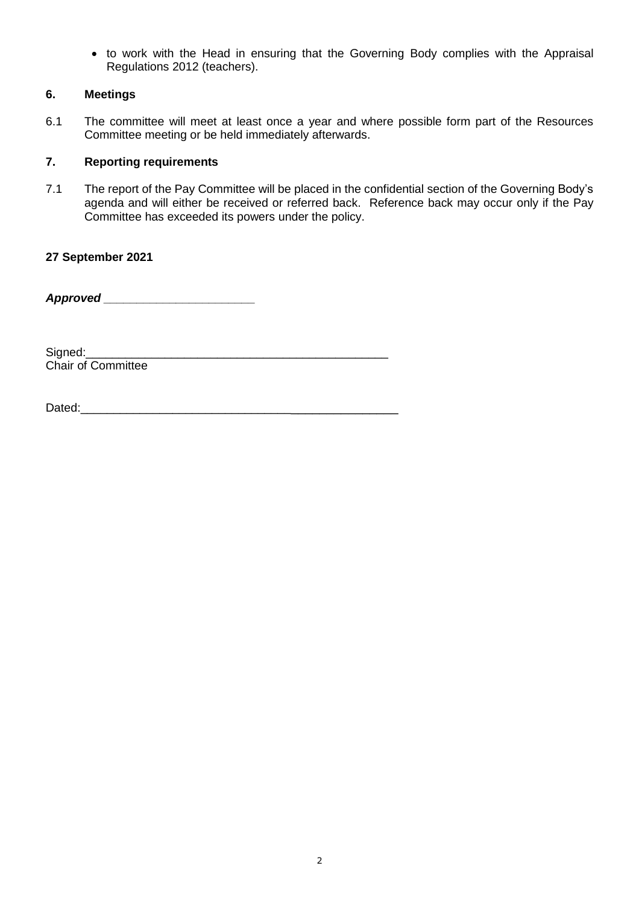- to work with the Head in ensuring that the Governing Body complies with the Appraisal Regulations 2012 (teachers).

**6. Meetings**

6.1 The committee will meet at least once a year and where possible form part of the Resources Committee meeting or be held immediately afterwards.

**7. Reporting requirements**

7.1 The report of the Pay Committee will be placed in the confidential section of the Governing Body's agenda and will either be received or referred back. Reference back may occur only if the Pay Committee has exceeded its powers under the policy.

**27 September 2021**

***Approved*** _______________________

Signed:_______________________________________________
Chair of Committee

Dated:_______________________________________________